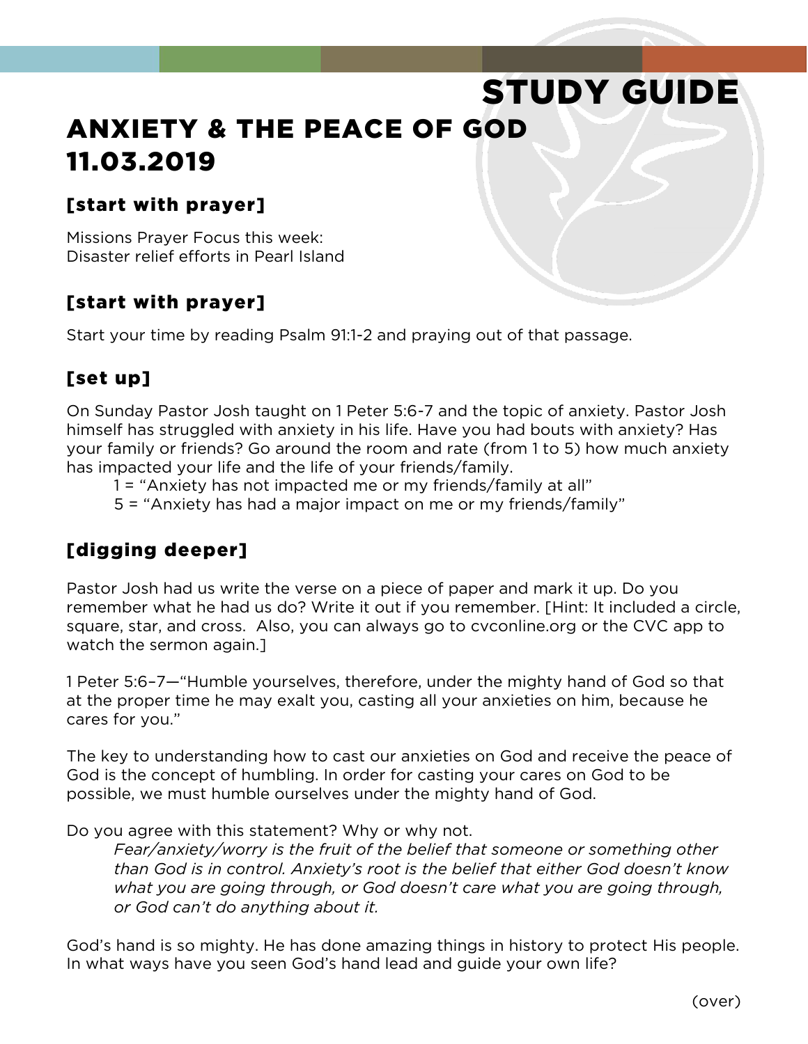# STUDY GUIDE

# ANXIETY & THE PEACE OF GOD
# 11.03.2019

## [start with prayer]

Missions Prayer Focus this week:
Disaster relief efforts in Pearl Island

## [start with prayer]

Start your time by reading Psalm 91:1-2 and praying out of that passage.

## [set up]

On Sunday Pastor Josh taught on 1 Peter 5:6-7 and the topic of anxiety. Pastor Josh himself has struggled with anxiety in his life. Have you had bouts with anxiety? Has your family or friends? Go around the room and rate (from 1 to 5) how much anxiety has impacted your life and the life of your friends/family.

> 1 = "Anxiety has not impacted me or my friends/family at all"
> 5 = "Anxiety has had a major impact on me or my friends/family"

## [digging deeper]

Pastor Josh had us write the verse on a piece of paper and mark it up. Do you remember what he had us do? Write it out if you remember. [Hint: It included a circle, square, star, and cross. Also, you can always go to cvconline.org or the CVC app to watch the sermon again.]

1 Peter 5:6–7—"Humble yourselves, therefore, under the mighty hand of God so that at the proper time he may exalt you, casting all your anxieties on him, because he cares for you."

The key to understanding how to cast our anxieties on God and receive the peace of God is the concept of humbling. In order for casting your cares on God to be possible, we must humble ourselves under the mighty hand of God.

Do you agree with this statement? Why or why not.

> *Fear/anxiety/worry is the fruit of the belief that someone or something other than God is in control. Anxiety's root is the belief that either God doesn't know what you are going through, or God doesn't care what you are going through, or God can't do anything about it.*

God's hand is so mighty. He has done amazing things in history to protect His people. In what ways have you seen God's hand lead and guide your own life?

(over)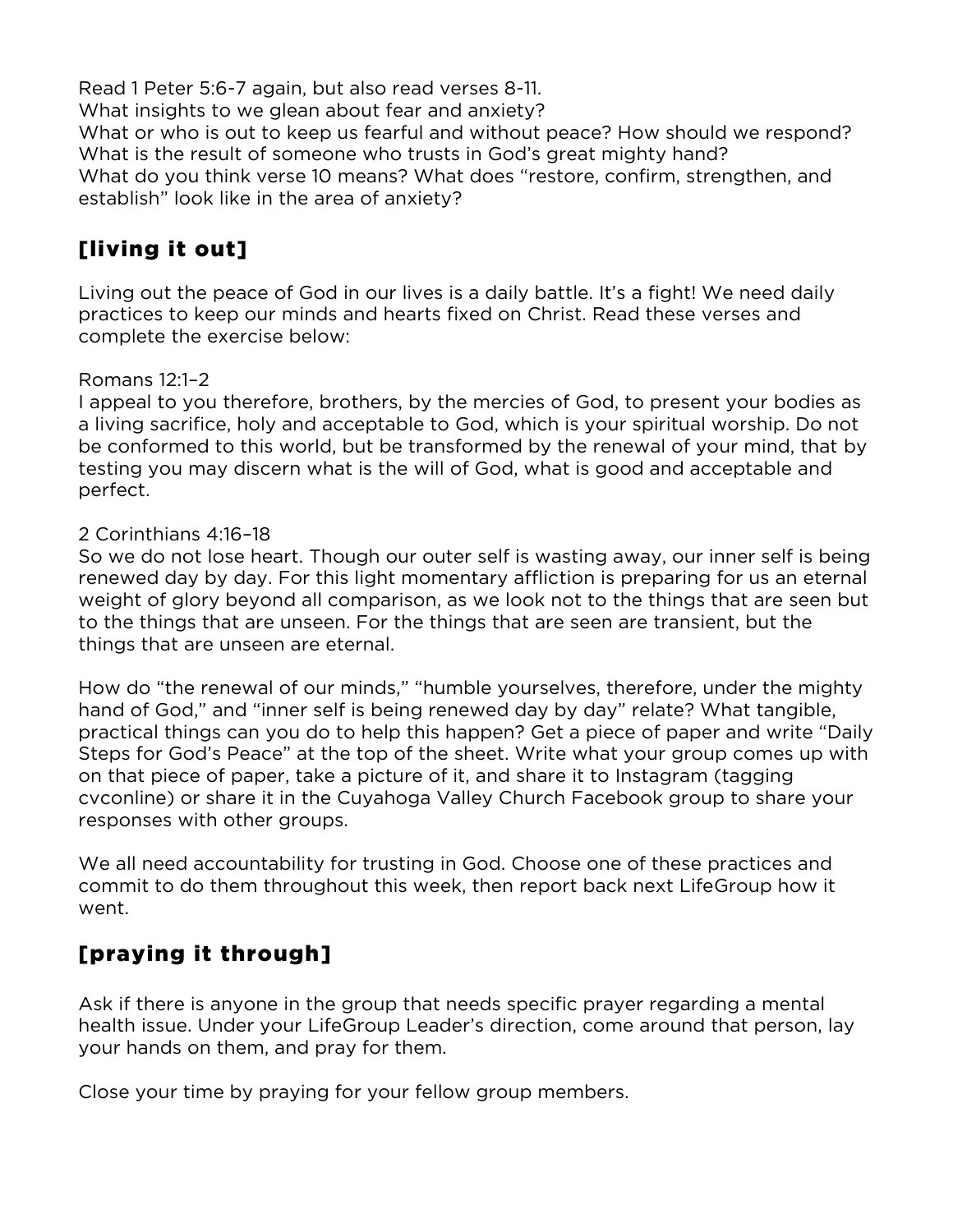Read 1 Peter 5:6-7 again, but also read verses 8-11.
What insights to we glean about fear and anxiety?
What or who is out to keep us fearful and without peace? How should we respond?
What is the result of someone who trusts in God's great mighty hand?
What do you think verse 10 means? What does "restore, confirm, strengthen, and establish" look like in the area of anxiety?

## [living it out]

Living out the peace of God in our lives is a daily battle. It's a fight! We need daily practices to keep our minds and hearts fixed on Christ. Read these verses and complete the exercise below:

Romans 12:1–2
I appeal to you therefore, brothers, by the mercies of God, to present your bodies as a living sacrifice, holy and acceptable to God, which is your spiritual worship. Do not be conformed to this world, but be transformed by the renewal of your mind, that by testing you may discern what is the will of God, what is good and acceptable and perfect.

2 Corinthians 4:16–18
So we do not lose heart. Though our outer self is wasting away, our inner self is being renewed day by day. For this light momentary affliction is preparing for us an eternal weight of glory beyond all comparison, as we look not to the things that are seen but to the things that are unseen. For the things that are seen are transient, but the things that are unseen are eternal.

How do "the renewal of our minds," "humble yourselves, therefore, under the mighty hand of God," and "inner self is being renewed day by day" relate? What tangible, practical things can you do to help this happen? Get a piece of paper and write "Daily Steps for God's Peace" at the top of the sheet. Write what your group comes up with on that piece of paper, take a picture of it, and share it to Instagram (tagging cvconline) or share it in the Cuyahoga Valley Church Facebook group to share your responses with other groups.

We all need accountability for trusting in God. Choose one of these practices and commit to do them throughout this week, then report back next LifeGroup how it went.

## [praying it through]

Ask if there is anyone in the group that needs specific prayer regarding a mental health issue. Under your LifeGroup Leader's direction, come around that person, lay your hands on them, and pray for them.

Close your time by praying for your fellow group members.